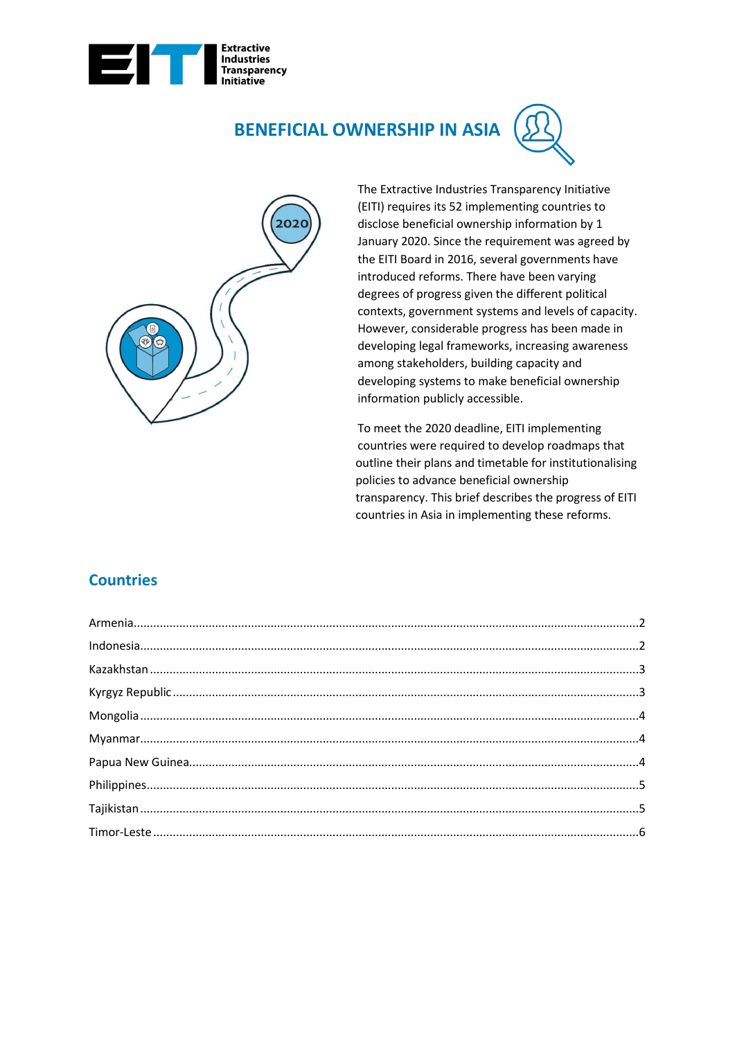# BENEFICIAL OWNERSHIP IN ASIA

The Extractive Industries Transparency Initiative (EITI) requires its 52 implementing countries to disclose beneficial ownership information by 1 January 2020. Since the requirement was agreed by the EITI Board in 2016, several governments have introduced reforms. There have been varying degrees of progress given the different political contexts, government systems and levels of capacity. However, considerable progress has been made in developing legal frameworks, increasing awareness among stakeholders, building capacity and developing systems to make beneficial ownership information publicly accessible.

To meet the 2020 deadline, EITI implementing countries were required to develop roadmaps that outline their plans and timetable for institutionalising policies to advance beneficial ownership transparency. This brief describes the progress of EITI countries in Asia in implementing these reforms.

## Countries

- Armenia.....2
- Indonesia.....2
- Kazakhstan.....3
- Kyrgyz Republic.....3
- Mongolia.....4
- Myanmar.....4
- Papua New Guinea.....4
- Philippines.....5
- Tajikistan.....5
- Timor-Leste.....6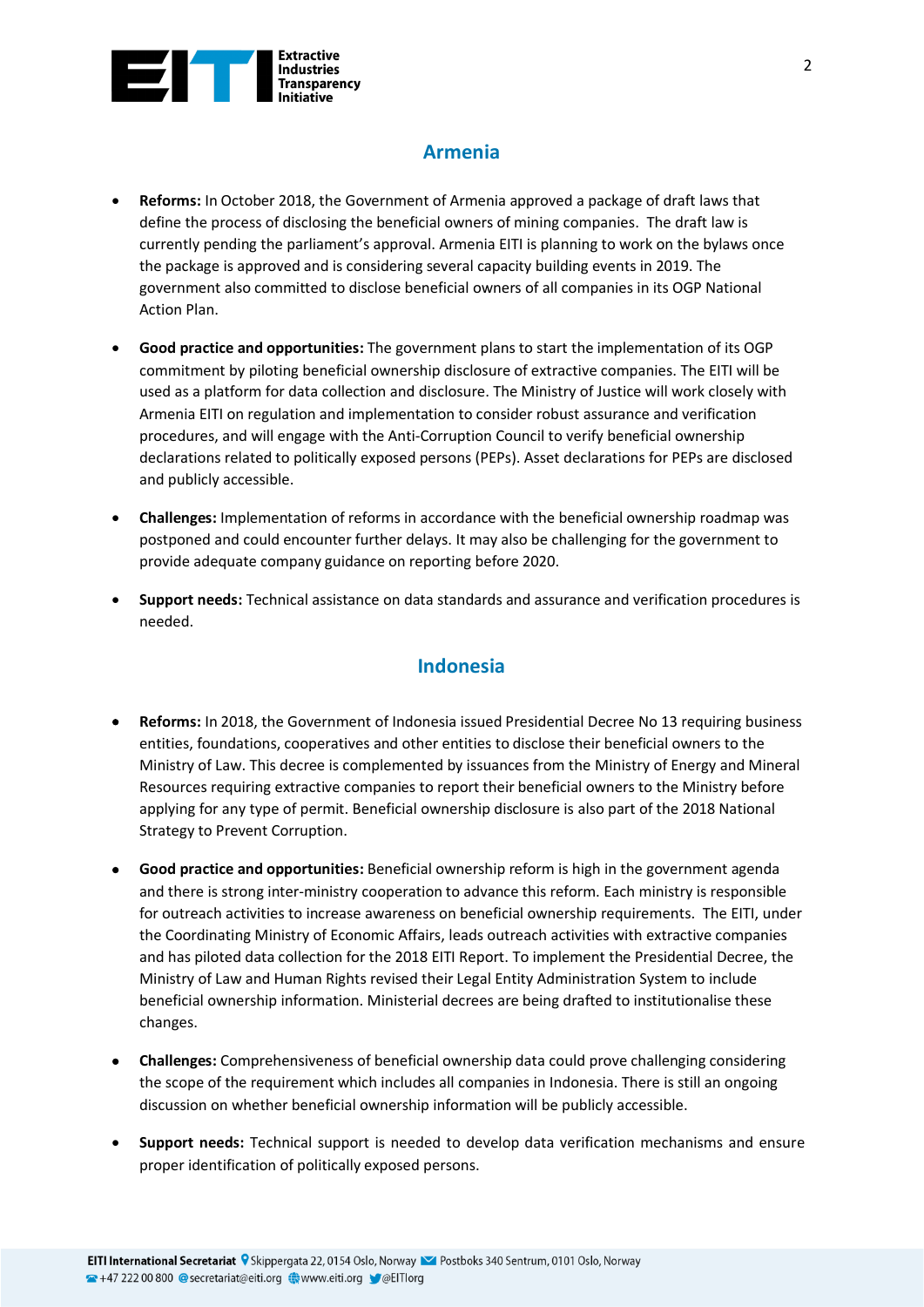## Armenia

- **Reforms:** In October 2018, the Government of Armenia approved a package of draft laws that define the process of disclosing the beneficial owners of mining companies. The draft law is currently pending the parliament's approval. Armenia EITI is planning to work on the bylaws once the package is approved and is considering several capacity building events in 2019. The government also committed to disclose beneficial owners of all companies in its OGP National Action Plan.

- **Good practice and opportunities:** The government plans to start the implementation of its OGP commitment by piloting beneficial ownership disclosure of extractive companies. The EITI will be used as a platform for data collection and disclosure. The Ministry of Justice will work closely with Armenia EITI on regulation and implementation to consider robust assurance and verification procedures, and will engage with the Anti-Corruption Council to verify beneficial ownership declarations related to politically exposed persons (PEPs). Asset declarations for PEPs are disclosed and publicly accessible.

- **Challenges:** Implementation of reforms in accordance with the beneficial ownership roadmap was postponed and could encounter further delays. It may also be challenging for the government to provide adequate company guidance on reporting before 2020.

- **Support needs:** Technical assistance on data standards and assurance and verification procedures is needed.

## Indonesia

- **Reforms:** In 2018, the Government of Indonesia issued Presidential Decree No 13 requiring business entities, foundations, cooperatives and other entities to disclose their beneficial owners to the Ministry of Law. This decree is complemented by issuances from the Ministry of Energy and Mineral Resources requiring extractive companies to report their beneficial owners to the Ministry before applying for any type of permit. Beneficial ownership disclosure is also part of the 2018 National Strategy to Prevent Corruption.

- **Good practice and opportunities:** Beneficial ownership reform is high in the government agenda and there is strong inter-ministry cooperation to advance this reform. Each ministry is responsible for outreach activities to increase awareness on beneficial ownership requirements. The EITI, under the Coordinating Ministry of Economic Affairs, leads outreach activities with extractive companies and has piloted data collection for the 2018 EITI Report. To implement the Presidential Decree, the Ministry of Law and Human Rights revised their Legal Entity Administration System to include beneficial ownership information. Ministerial decrees are being drafted to institutionalise these changes.

- **Challenges:** Comprehensiveness of beneficial ownership data could prove challenging considering the scope of the requirement which includes all companies in Indonesia. There is still an ongoing discussion on whether beneficial ownership information will be publicly accessible.

- **Support needs:** Technical support is needed to develop data verification mechanisms and ensure proper identification of politically exposed persons.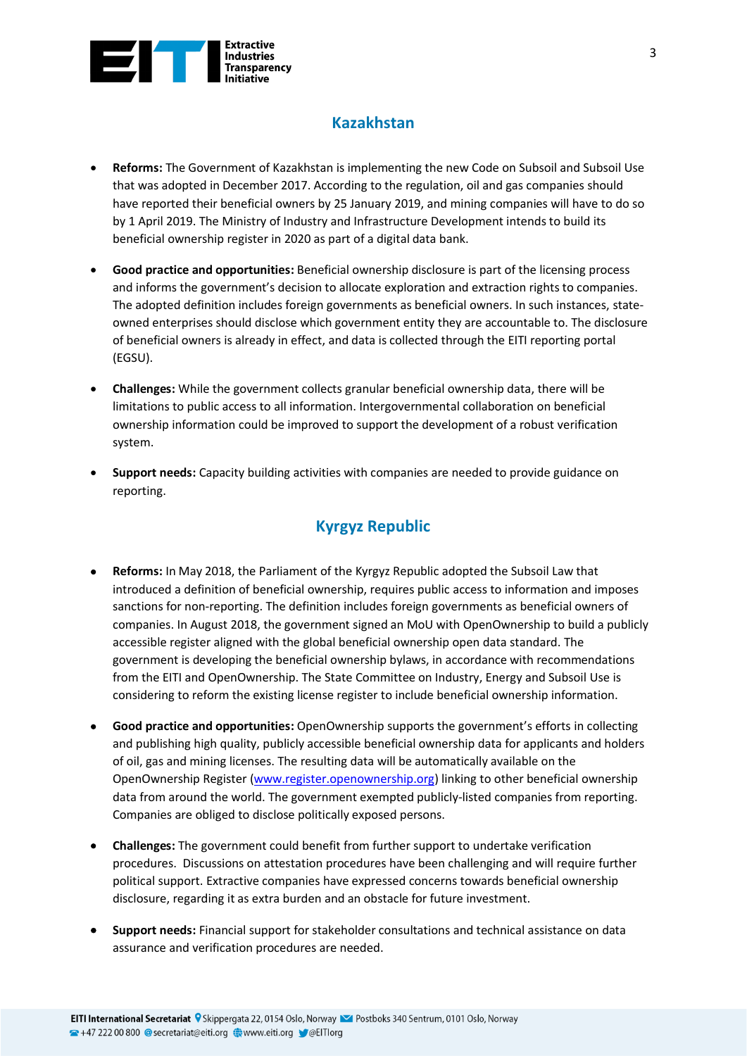## Kazakhstan

- **Reforms:** The Government of Kazakhstan is implementing the new Code on Subsoil and Subsoil Use that was adopted in December 2017. According to the regulation, oil and gas companies should have reported their beneficial owners by 25 January 2019, and mining companies will have to do so by 1 April 2019. The Ministry of Industry and Infrastructure Development intends to build its beneficial ownership register in 2020 as part of a digital data bank.
- **Good practice and opportunities:** Beneficial ownership disclosure is part of the licensing process and informs the government's decision to allocate exploration and extraction rights to companies. The adopted definition includes foreign governments as beneficial owners. In such instances, state-owned enterprises should disclose which government entity they are accountable to. The disclosure of beneficial owners is already in effect, and data is collected through the EITI reporting portal (EGSU).
- **Challenges:** While the government collects granular beneficial ownership data, there will be limitations to public access to all information. Intergovernmental collaboration on beneficial ownership information could be improved to support the development of a robust verification system.
- **Support needs:** Capacity building activities with companies are needed to provide guidance on reporting.

## Kyrgyz Republic

- **Reforms:** In May 2018, the Parliament of the Kyrgyz Republic adopted the Subsoil Law that introduced a definition of beneficial ownership, requires public access to information and imposes sanctions for non-reporting. The definition includes foreign governments as beneficial owners of companies. In August 2018, the government signed an MoU with OpenOwnership to build a publicly accessible register aligned with the global beneficial ownership open data standard. The government is developing the beneficial ownership bylaws, in accordance with recommendations from the EITI and OpenOwnership. The State Committee on Industry, Energy and Subsoil Use is considering to reform the existing license register to include beneficial ownership information.
- **Good practice and opportunities:** OpenOwnership supports the government's efforts in collecting and publishing high quality, publicly accessible beneficial ownership data for applicants and holders of oil, gas and mining licenses. The resulting data will be automatically available on the OpenOwnership Register ([www.register.openownership.org](www.register.openownership.org)) linking to other beneficial ownership data from around the world. The government exempted publicly-listed companies from reporting. Companies are obliged to disclose politically exposed persons.
- **Challenges:** The government could benefit from further support to undertake verification procedures. Discussions on attestation procedures have been challenging and will require further political support. Extractive companies have expressed concerns towards beneficial ownership disclosure, regarding it as extra burden and an obstacle for future investment.
- **Support needs:** Financial support for stakeholder consultations and technical assistance on data assurance and verification procedures are needed.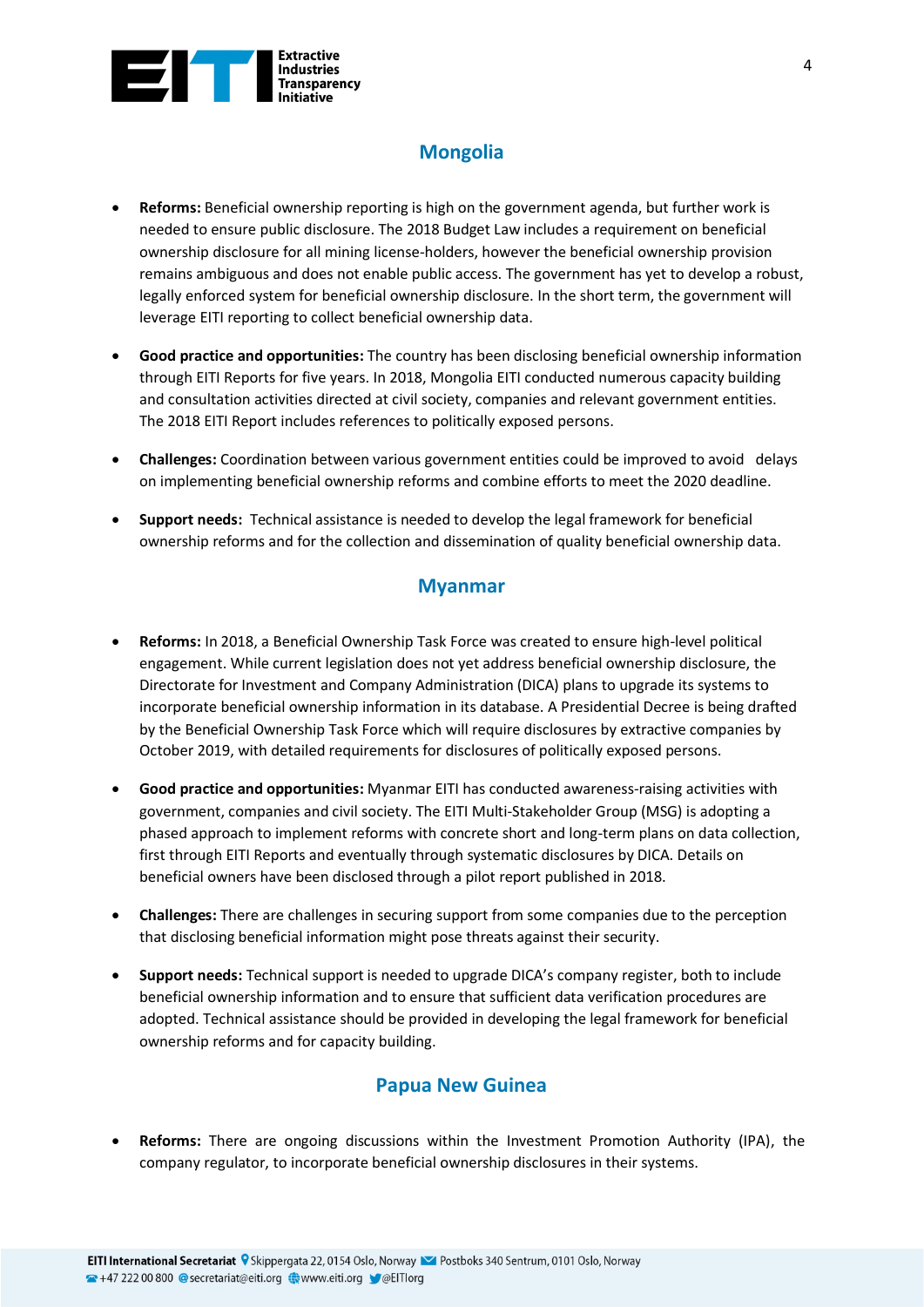## Mongolia

- **Reforms:** Beneficial ownership reporting is high on the government agenda, but further work is needed to ensure public disclosure. The 2018 Budget Law includes a requirement on beneficial ownership disclosure for all mining license-holders, however the beneficial ownership provision remains ambiguous and does not enable public access. The government has yet to develop a robust, legally enforced system for beneficial ownership disclosure. In the short term, the government will leverage EITI reporting to collect beneficial ownership data.
- **Good practice and opportunities:** The country has been disclosing beneficial ownership information through EITI Reports for five years. In 2018, Mongolia EITI conducted numerous capacity building and consultation activities directed at civil society, companies and relevant government entities. The 2018 EITI Report includes references to politically exposed persons.
- **Challenges:** Coordination between various government entities could be improved to avoid delays on implementing beneficial ownership reforms and combine efforts to meet the 2020 deadline.
- **Support needs:** Technical assistance is needed to develop the legal framework for beneficial ownership reforms and for the collection and dissemination of quality beneficial ownership data.

## Myanmar

- **Reforms:** In 2018, a Beneficial Ownership Task Force was created to ensure high-level political engagement. While current legislation does not yet address beneficial ownership disclosure, the Directorate for Investment and Company Administration (DICA) plans to upgrade its systems to incorporate beneficial ownership information in its database. A Presidential Decree is being drafted by the Beneficial Ownership Task Force which will require disclosures by extractive companies by October 2019, with detailed requirements for disclosures of politically exposed persons.
- **Good practice and opportunities:** Myanmar EITI has conducted awareness-raising activities with government, companies and civil society. The EITI Multi-Stakeholder Group (MSG) is adopting a phased approach to implement reforms with concrete short and long-term plans on data collection, first through EITI Reports and eventually through systematic disclosures by DICA. Details on beneficial owners have been disclosed through a pilot report published in 2018.
- **Challenges:** There are challenges in securing support from some companies due to the perception that disclosing beneficial information might pose threats against their security.
- **Support needs:** Technical support is needed to upgrade DICA's company register, both to include beneficial ownership information and to ensure that sufficient data verification procedures are adopted. Technical assistance should be provided in developing the legal framework for beneficial ownership reforms and for capacity building.

## Papua New Guinea

- **Reforms:** There are ongoing discussions within the Investment Promotion Authority (IPA), the company regulator, to incorporate beneficial ownership disclosures in their systems.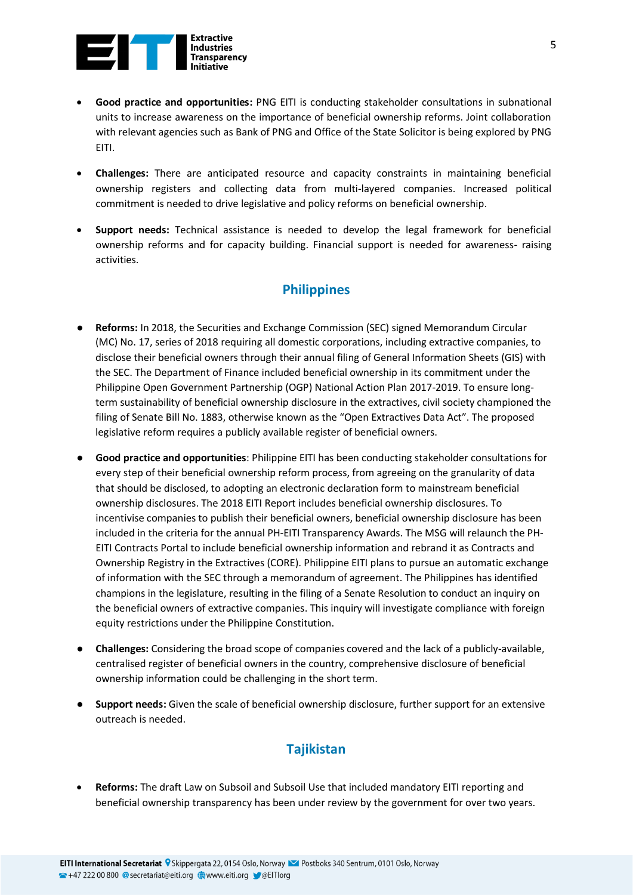- **Good practice and opportunities:** PNG EITI is conducting stakeholder consultations in subnational units to increase awareness on the importance of beneficial ownership reforms. Joint collaboration with relevant agencies such as Bank of PNG and Office of the State Solicitor is being explored by PNG EITI.
- **Challenges:** There are anticipated resource and capacity constraints in maintaining beneficial ownership registers and collecting data from multi-layered companies. Increased political commitment is needed to drive legislative and policy reforms on beneficial ownership.
- **Support needs:** Technical assistance is needed to develop the legal framework for beneficial ownership reforms and for capacity building. Financial support is needed for awareness- raising activities.

## Philippines

- **Reforms:** In 2018, the Securities and Exchange Commission (SEC) signed Memorandum Circular (MC) No. 17, series of 2018 requiring all domestic corporations, including extractive companies, to disclose their beneficial owners through their annual filing of General Information Sheets (GIS) with the SEC. The Department of Finance included beneficial ownership in its commitment under the Philippine Open Government Partnership (OGP) National Action Plan 2017-2019. To ensure long-term sustainability of beneficial ownership disclosure in the extractives, civil society championed the filing of Senate Bill No. 1883, otherwise known as the "Open Extractives Data Act". The proposed legislative reform requires a publicly available register of beneficial owners.
- **Good practice and opportunities**: Philippine EITI has been conducting stakeholder consultations for every step of their beneficial ownership reform process, from agreeing on the granularity of data that should be disclosed, to adopting an electronic declaration form to mainstream beneficial ownership disclosures. The 2018 EITI Report includes beneficial ownership disclosures. To incentivise companies to publish their beneficial owners, beneficial ownership disclosure has been included in the criteria for the annual PH-EITI Transparency Awards. The MSG will relaunch the PH-EITI Contracts Portal to include beneficial ownership information and rebrand it as Contracts and Ownership Registry in the Extractives (CORE). Philippine EITI plans to pursue an automatic exchange of information with the SEC through a memorandum of agreement. The Philippines has identified champions in the legislature, resulting in the filing of a Senate Resolution to conduct an inquiry on the beneficial owners of extractive companies. This inquiry will investigate compliance with foreign equity restrictions under the Philippine Constitution.
- **Challenges:** Considering the broad scope of companies covered and the lack of a publicly-available, centralised register of beneficial owners in the country, comprehensive disclosure of beneficial ownership information could be challenging in the short term.
- **Support needs:** Given the scale of beneficial ownership disclosure, further support for an extensive outreach is needed.

## Tajikistan

- **Reforms:** The draft Law on Subsoil and Subsoil Use that included mandatory EITI reporting and beneficial ownership transparency has been under review by the government for over two years.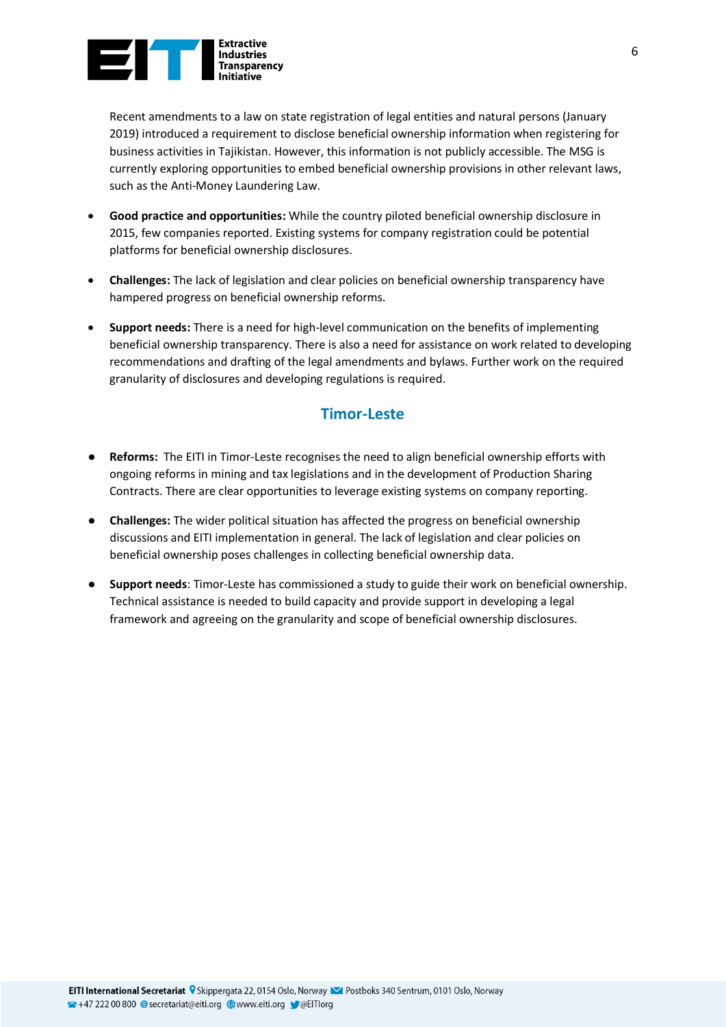Recent amendments to a law on state registration of legal entities and natural persons (January 2019) introduced a requirement to disclose beneficial ownership information when registering for business activities in Tajikistan. However, this information is not publicly accessible. The MSG is currently exploring opportunities to embed beneficial ownership provisions in other relevant laws, such as the Anti-Money Laundering Law.

- **Good practice and opportunities:** While the country piloted beneficial ownership disclosure in 2015, few companies reported. Existing systems for company registration could be potential platforms for beneficial ownership disclosures.
- **Challenges:** The lack of legislation and clear policies on beneficial ownership transparency have hampered progress on beneficial ownership reforms.
- **Support needs:** There is a need for high-level communication on the benefits of implementing beneficial ownership transparency. There is also a need for assistance on work related to developing recommendations and drafting of the legal amendments and bylaws. Further work on the required granularity of disclosures and developing regulations is required.

## Timor-Leste

- **Reforms:** The EITI in Timor-Leste recognises the need to align beneficial ownership efforts with ongoing reforms in mining and tax legislations and in the development of Production Sharing Contracts. There are clear opportunities to leverage existing systems on company reporting.
- **Challenges:** The wider political situation has affected the progress on beneficial ownership discussions and EITI implementation in general. The lack of legislation and clear policies on beneficial ownership poses challenges in collecting beneficial ownership data.
- **Support needs**: Timor-Leste has commissioned a study to guide their work on beneficial ownership. Technical assistance is needed to build capacity and provide support in developing a legal framework and agreeing on the granularity and scope of beneficial ownership disclosures.